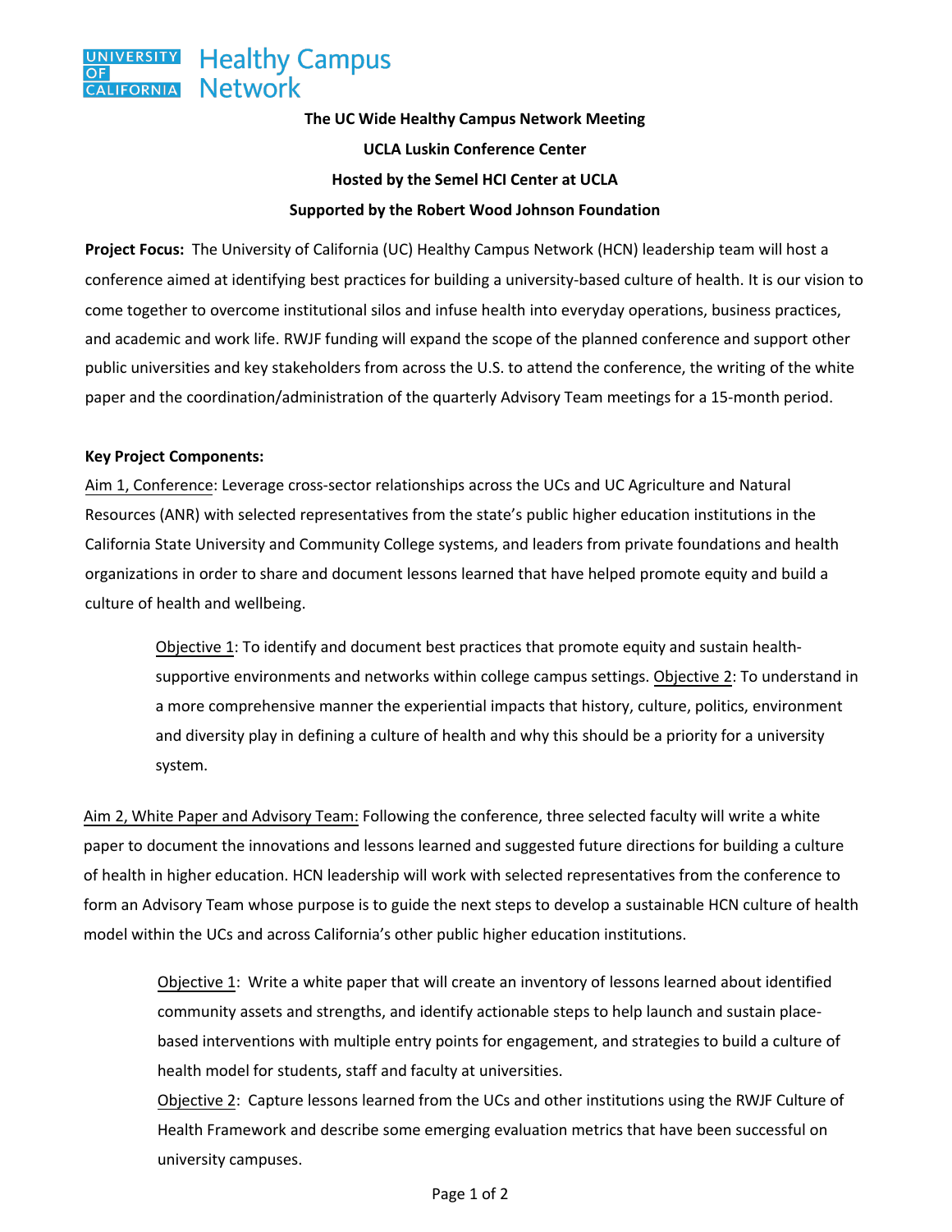**UNIVERSITY OF CALIFORNIA Healthy Campus Network**

**The UC Wide Healthy Campus Network Meeting**

**UCLA Luskin Conference Center**

**Hosted by the Semel HCI Center at UCLA**

**Supported by the Robert Wood Johnson Foundation**

**Project Focus:** The University of California (UC) Healthy Campus Network (HCN) leadership team will host a conference aimed at identifying best practices for building a university-based culture of health. It is our vision to come together to overcome institutional silos and infuse health into everyday operations, business practices, and academic and work life. RWJF funding will expand the scope of the planned conference and support other public universities and key stakeholders from across the U.S. to attend the conference, the writing of the white paper and the coordination/administration of the quarterly Advisory Team meetings for a 15-month period.

**Key Project Components:**

<u>Aim 1, Conference</u>: Leverage cross-sector relationships across the UCs and UC Agriculture and Natural Resources (ANR) with selected representatives from the state's public higher education institutions in the California State University and Community College systems, and leaders from private foundations and health organizations in order to share and document lessons learned that have helped promote equity and build a culture of health and wellbeing.

> <u>Objective 1</u>: To identify and document best practices that promote equity and sustain health-supportive environments and networks within college campus settings. <u>Objective 2</u>: To understand in a more comprehensive manner the experiential impacts that history, culture, politics, environment and diversity play in defining a culture of health and why this should be a priority for a university system.

<u>Aim 2, White Paper and Advisory Team:</u> Following the conference, three selected faculty will write a white paper to document the innovations and lessons learned and suggested future directions for building a culture of health in higher education. HCN leadership will work with selected representatives from the conference to form an Advisory Team whose purpose is to guide the next steps to develop a sustainable HCN culture of health model within the UCs and across California's other public higher education institutions.

> <u>Objective 1</u>: Write a white paper that will create an inventory of lessons learned about identified community assets and strengths, and identify actionable steps to help launch and sustain place-based interventions with multiple entry points for engagement, and strategies to build a culture of health model for students, staff and faculty at universities.
>
> <u>Objective 2</u>: Capture lessons learned from the UCs and other institutions using the RWJF Culture of Health Framework and describe some emerging evaluation metrics that have been successful on university campuses.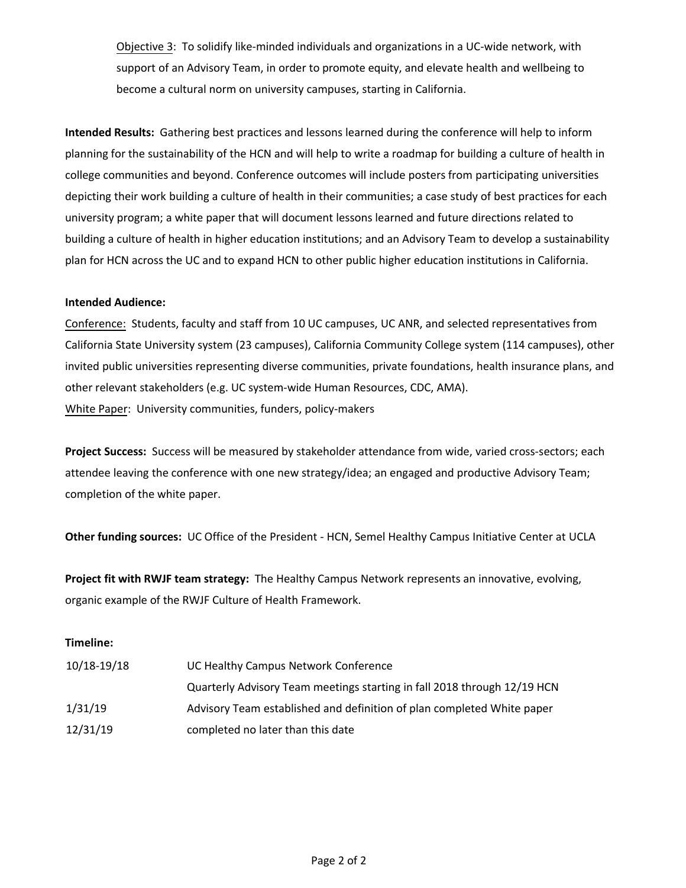Objective 3: To solidify like-minded individuals and organizations in a UC-wide network, with support of an Advisory Team, in order to promote equity, and elevate health and wellbeing to become a cultural norm on university campuses, starting in California.

**Intended Results:** Gathering best practices and lessons learned during the conference will help to inform planning for the sustainability of the HCN and will help to write a roadmap for building a culture of health in college communities and beyond. Conference outcomes will include posters from participating universities depicting their work building a culture of health in their communities; a case study of best practices for each university program; a white paper that will document lessons learned and future directions related to building a culture of health in higher education institutions; and an Advisory Team to develop a sustainability plan for HCN across the UC and to expand HCN to other public higher education institutions in California.

**Intended Audience:**

Conference: Students, faculty and staff from 10 UC campuses, UC ANR, and selected representatives from California State University system (23 campuses), California Community College system (114 campuses), other invited public universities representing diverse communities, private foundations, health insurance plans, and other relevant stakeholders (e.g. UC system-wide Human Resources, CDC, AMA).

White Paper: University communities, funders, policy-makers

**Project Success:** Success will be measured by stakeholder attendance from wide, varied cross-sectors; each attendee leaving the conference with one new strategy/idea; an engaged and productive Advisory Team; completion of the white paper.

**Other funding sources:** UC Office of the President - HCN, Semel Healthy Campus Initiative Center at UCLA

**Project fit with RWJF team strategy:** The Healthy Campus Network represents an innovative, evolving, organic example of the RWJF Culture of Health Framework.

**Timeline:**

| | |
|---|---|
| 10/18-19/18 | UC Healthy Campus Network Conference |
| | Quarterly Advisory Team meetings starting in fall 2018 through 12/19 HCN |
| 1/31/19 | Advisory Team established and definition of plan completed White paper |
| 12/31/19 | completed no later than this date |